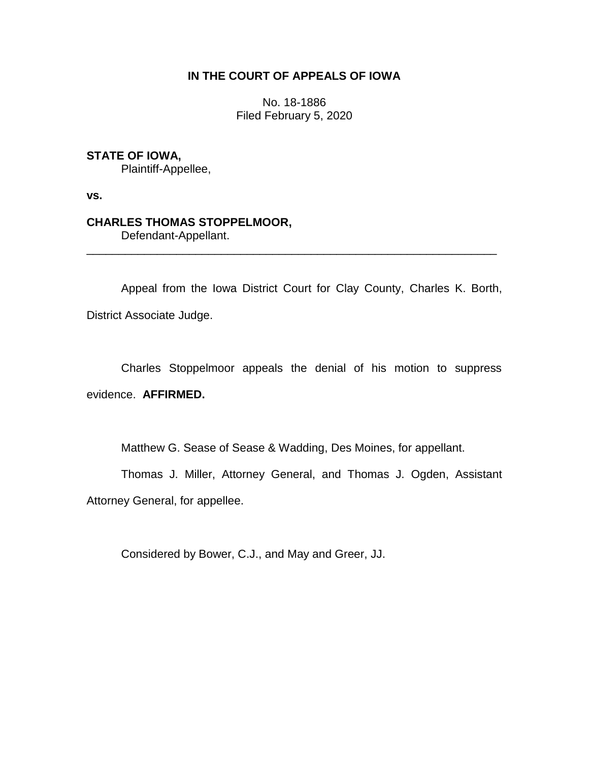**IN THE COURT OF APPEALS OF IOWA**

No. 18-1886
Filed February 5, 2020

**STATE OF IOWA,**
Plaintiff-Appellee,

**vs.**

**CHARLES THOMAS STOPPELMOOR,**
Defendant-Appellant.

---

Appeal from the Iowa District Court for Clay County, Charles K. Borth, District Associate Judge.

Charles Stoppelmoor appeals the denial of his motion to suppress evidence. **AFFIRMED.**

Matthew G. Sease of Sease & Wadding, Des Moines, for appellant.

Thomas J. Miller, Attorney General, and Thomas J. Ogden, Assistant Attorney General, for appellee.

Considered by Bower, C.J., and May and Greer, JJ.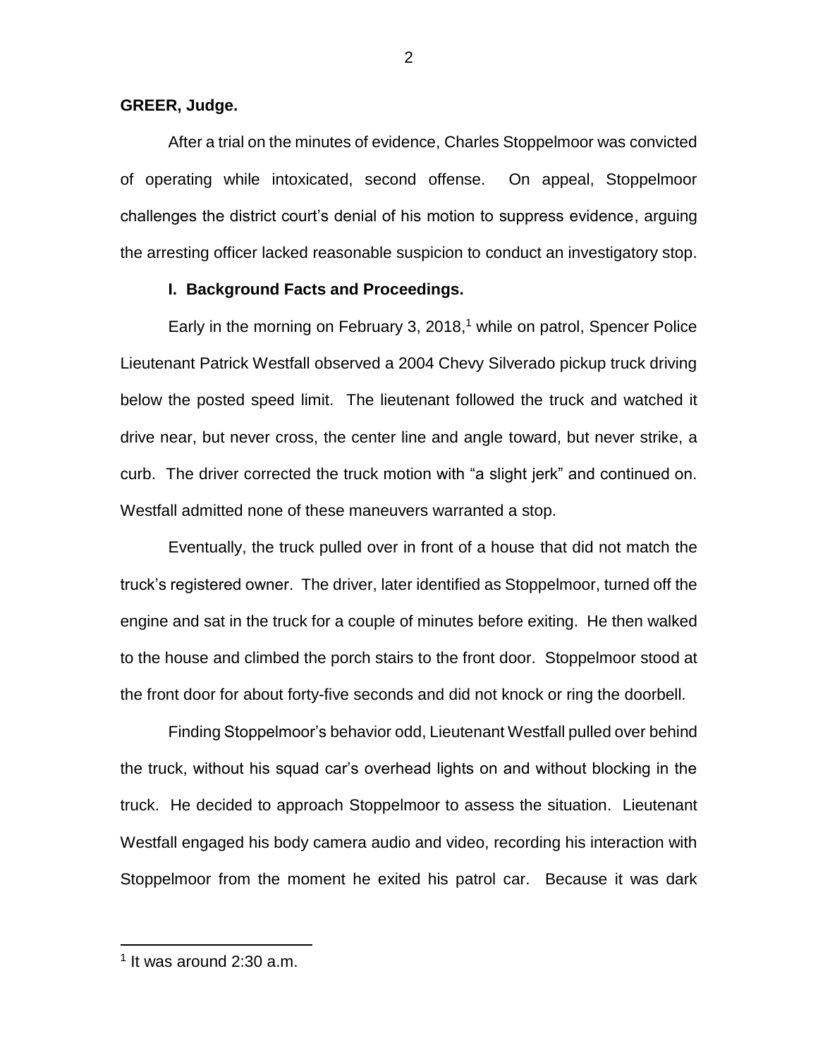**GREER, Judge.**

After a trial on the minutes of evidence, Charles Stoppelmoor was convicted of operating while intoxicated, second offense. On appeal, Stoppelmoor challenges the district court's denial of his motion to suppress evidence, arguing the arresting officer lacked reasonable suspicion to conduct an investigatory stop.

**I. Background Facts and Proceedings.**

Early in the morning on February 3, 2018,[1] while on patrol, Spencer Police Lieutenant Patrick Westfall observed a 2004 Chevy Silverado pickup truck driving below the posted speed limit. The lieutenant followed the truck and watched it drive near, but never cross, the center line and angle toward, but never strike, a curb. The driver corrected the truck motion with "a slight jerk" and continued on. Westfall admitted none of these maneuvers warranted a stop.

Eventually, the truck pulled over in front of a house that did not match the truck's registered owner. The driver, later identified as Stoppelmoor, turned off the engine and sat in the truck for a couple of minutes before exiting. He then walked to the house and climbed the porch stairs to the front door. Stoppelmoor stood at the front door for about forty-five seconds and did not knock or ring the doorbell.

Finding Stoppelmoor's behavior odd, Lieutenant Westfall pulled over behind the truck, without his squad car's overhead lights on and without blocking in the truck. He decided to approach Stoppelmoor to assess the situation. Lieutenant Westfall engaged his body camera audio and video, recording his interaction with Stoppelmoor from the moment he exited his patrol car. Because it was dark

[1] It was around 2:30 a.m.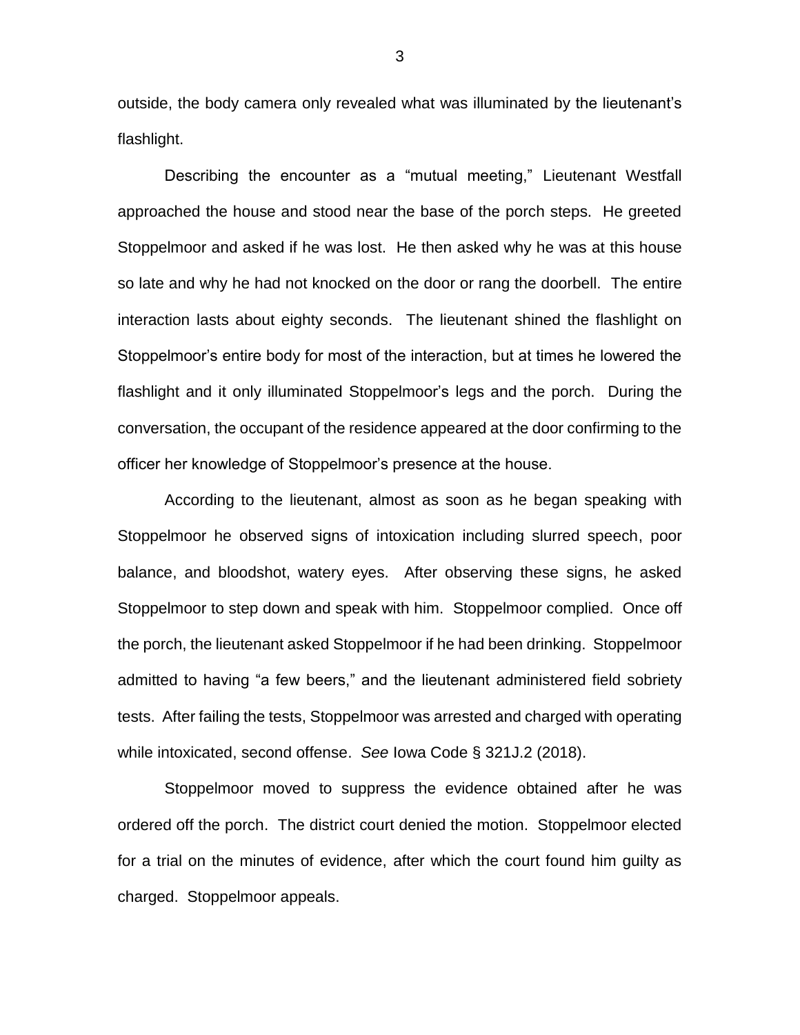outside, the body camera only revealed what was illuminated by the lieutenant's flashlight.

Describing the encounter as a "mutual meeting," Lieutenant Westfall approached the house and stood near the base of the porch steps. He greeted Stoppelmoor and asked if he was lost. He then asked why he was at this house so late and why he had not knocked on the door or rang the doorbell. The entire interaction lasts about eighty seconds. The lieutenant shined the flashlight on Stoppelmoor's entire body for most of the interaction, but at times he lowered the flashlight and it only illuminated Stoppelmoor's legs and the porch. During the conversation, the occupant of the residence appeared at the door confirming to the officer her knowledge of Stoppelmoor's presence at the house.

According to the lieutenant, almost as soon as he began speaking with Stoppelmoor he observed signs of intoxication including slurred speech, poor balance, and bloodshot, watery eyes. After observing these signs, he asked Stoppelmoor to step down and speak with him. Stoppelmoor complied. Once off the porch, the lieutenant asked Stoppelmoor if he had been drinking. Stoppelmoor admitted to having "a few beers," and the lieutenant administered field sobriety tests. After failing the tests, Stoppelmoor was arrested and charged with operating while intoxicated, second offense. *See* Iowa Code § 321J.2 (2018).

Stoppelmoor moved to suppress the evidence obtained after he was ordered off the porch. The district court denied the motion. Stoppelmoor elected for a trial on the minutes of evidence, after which the court found him guilty as charged. Stoppelmoor appeals.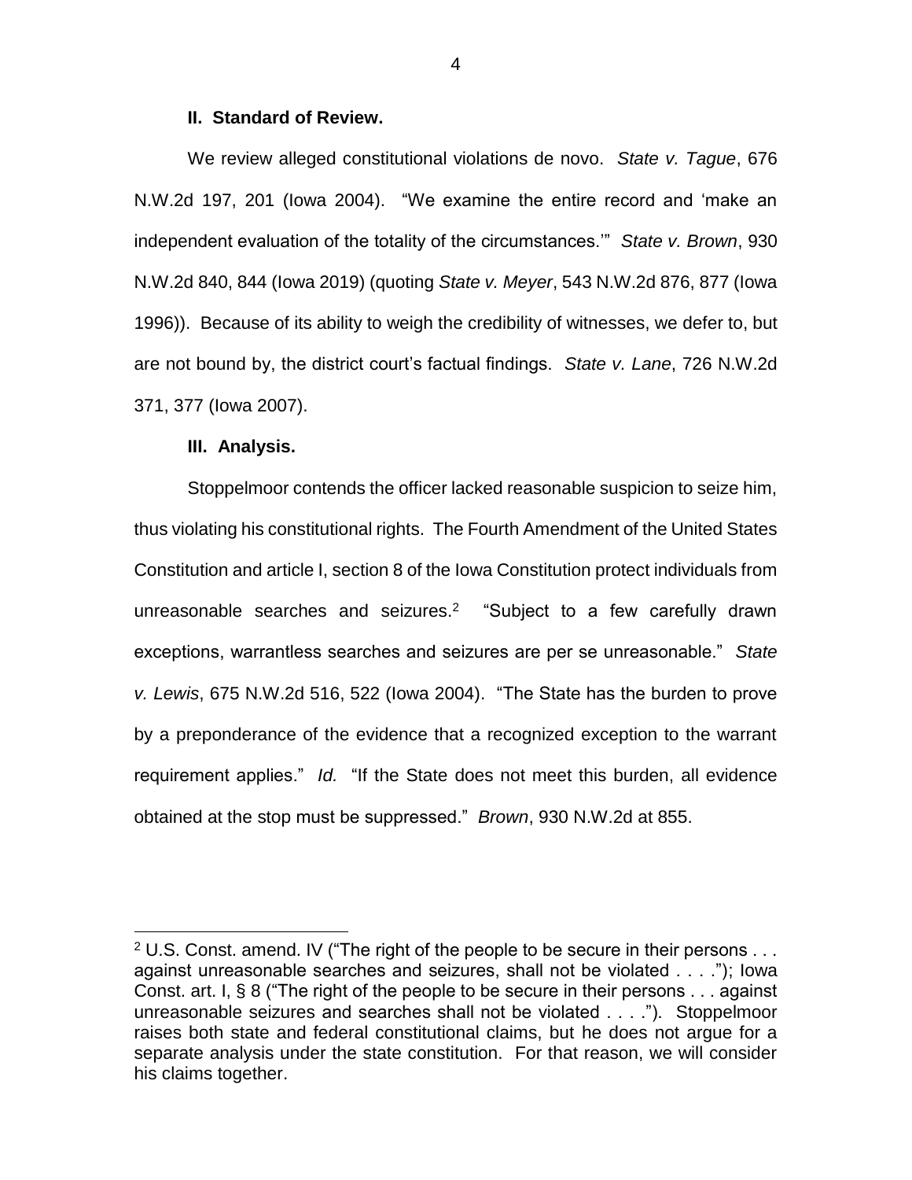**II. Standard of Review.**

We review alleged constitutional violations de novo. *State v. Tague*, 676 N.W.2d 197, 201 (Iowa 2004). "We examine the entire record and 'make an independent evaluation of the totality of the circumstances.'" *State v. Brown*, 930 N.W.2d 840, 844 (Iowa 2019) (quoting *State v. Meyer*, 543 N.W.2d 876, 877 (Iowa 1996)). Because of its ability to weigh the credibility of witnesses, we defer to, but are not bound by, the district court's factual findings. *State v. Lane*, 726 N.W.2d 371, 377 (Iowa 2007).

**III. Analysis.**

Stoppelmoor contends the officer lacked reasonable suspicion to seize him, thus violating his constitutional rights. The Fourth Amendment of the United States Constitution and article I, section 8 of the Iowa Constitution protect individuals from unreasonable searches and seizures.[2] "Subject to a few carefully drawn exceptions, warrantless searches and seizures are per se unreasonable." *State v. Lewis*, 675 N.W.2d 516, 522 (Iowa 2004). "The State has the burden to prove by a preponderance of the evidence that a recognized exception to the warrant requirement applies." *Id.* "If the State does not meet this burden, all evidence obtained at the stop must be suppressed." *Brown*, 930 N.W.2d at 855.

---

[2] U.S. Const. amend. IV ("The right of the people to be secure in their persons . . . against unreasonable searches and seizures, shall not be violated . . . ."); Iowa Const. art. I, § 8 ("The right of the people to be secure in their persons . . . against unreasonable seizures and searches shall not be violated . . . ."). Stoppelmoor raises both state and federal constitutional claims, but he does not argue for a separate analysis under the state constitution. For that reason, we will consider his claims together.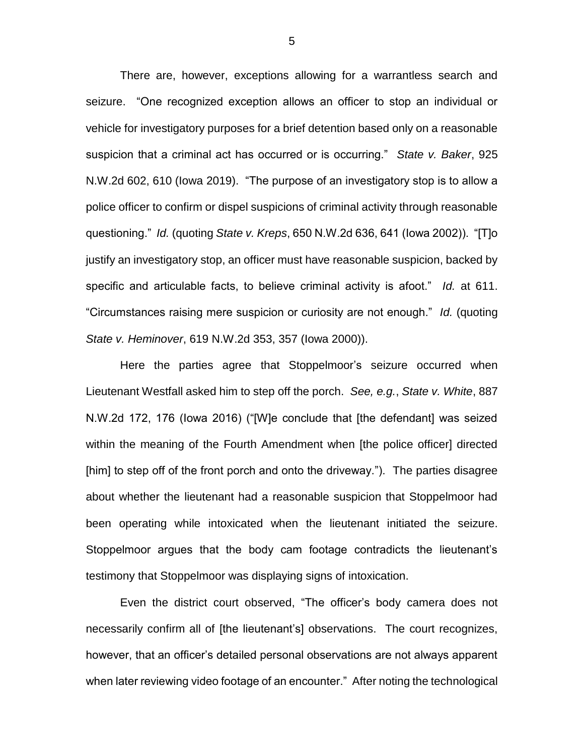There are, however, exceptions allowing for a warrantless search and seizure. "One recognized exception allows an officer to stop an individual or vehicle for investigatory purposes for a brief detention based only on a reasonable suspicion that a criminal act has occurred or is occurring." *State v. Baker*, 925 N.W.2d 602, 610 (Iowa 2019). "The purpose of an investigatory stop is to allow a police officer to confirm or dispel suspicions of criminal activity through reasonable questioning." *Id.* (quoting *State v. Kreps*, 650 N.W.2d 636, 641 (Iowa 2002)). "[T]o justify an investigatory stop, an officer must have reasonable suspicion, backed by specific and articulable facts, to believe criminal activity is afoot." *Id.* at 611. "Circumstances raising mere suspicion or curiosity are not enough." *Id.* (quoting *State v. Heminover*, 619 N.W.2d 353, 357 (Iowa 2000)).

Here the parties agree that Stoppelmoor's seizure occurred when Lieutenant Westfall asked him to step off the porch. *See, e.g.*, *State v. White*, 887 N.W.2d 172, 176 (Iowa 2016) ("[W]e conclude that [the defendant] was seized within the meaning of the Fourth Amendment when [the police officer] directed [him] to step off of the front porch and onto the driveway."). The parties disagree about whether the lieutenant had a reasonable suspicion that Stoppelmoor had been operating while intoxicated when the lieutenant initiated the seizure. Stoppelmoor argues that the body cam footage contradicts the lieutenant's testimony that Stoppelmoor was displaying signs of intoxication.

Even the district court observed, "The officer's body camera does not necessarily confirm all of [the lieutenant's] observations. The court recognizes, however, that an officer's detailed personal observations are not always apparent when later reviewing video footage of an encounter." After noting the technological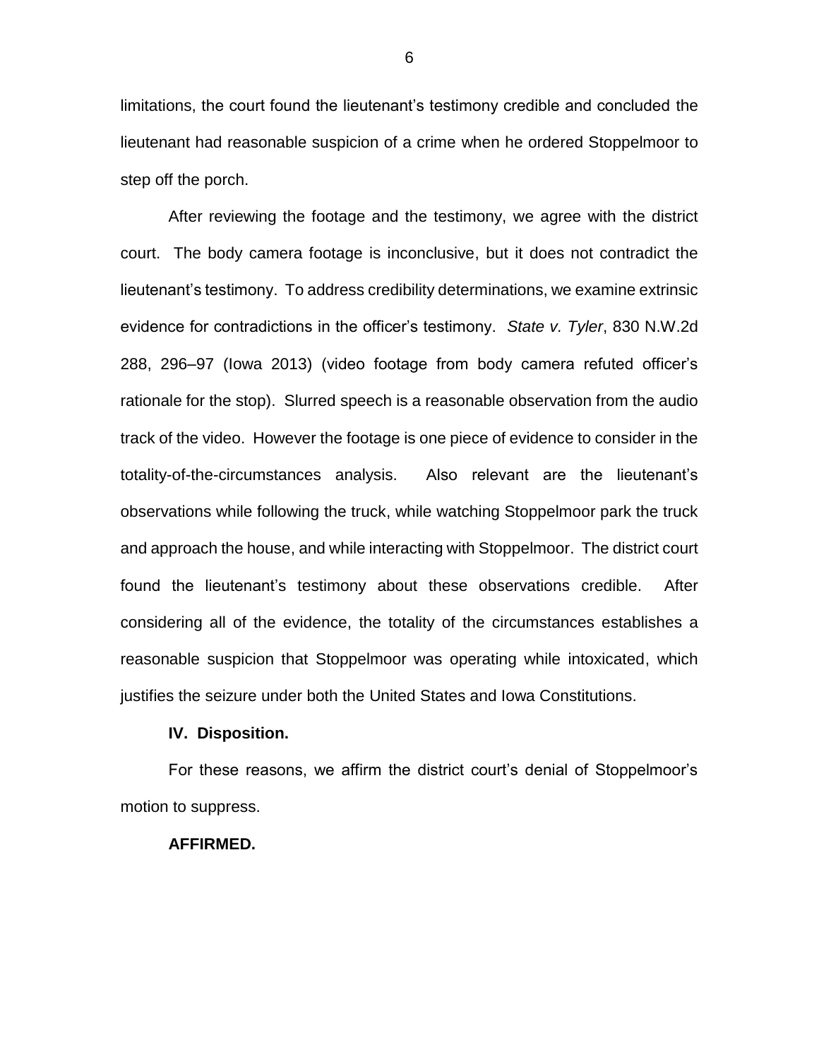limitations, the court found the lieutenant's testimony credible and concluded the lieutenant had reasonable suspicion of a crime when he ordered Stoppelmoor to step off the porch.

After reviewing the footage and the testimony, we agree with the district court. The body camera footage is inconclusive, but it does not contradict the lieutenant's testimony. To address credibility determinations, we examine extrinsic evidence for contradictions in the officer's testimony. *State v. Tyler*, 830 N.W.2d 288, 296–97 (Iowa 2013) (video footage from body camera refuted officer's rationale for the stop). Slurred speech is a reasonable observation from the audio track of the video. However the footage is one piece of evidence to consider in the totality-of-the-circumstances analysis. Also relevant are the lieutenant's observations while following the truck, while watching Stoppelmoor park the truck and approach the house, and while interacting with Stoppelmoor. The district court found the lieutenant's testimony about these observations credible. After considering all of the evidence, the totality of the circumstances establishes a reasonable suspicion that Stoppelmoor was operating while intoxicated, which justifies the seizure under both the United States and Iowa Constitutions.

**IV. Disposition.**

For these reasons, we affirm the district court's denial of Stoppelmoor's motion to suppress.

**AFFIRMED.**